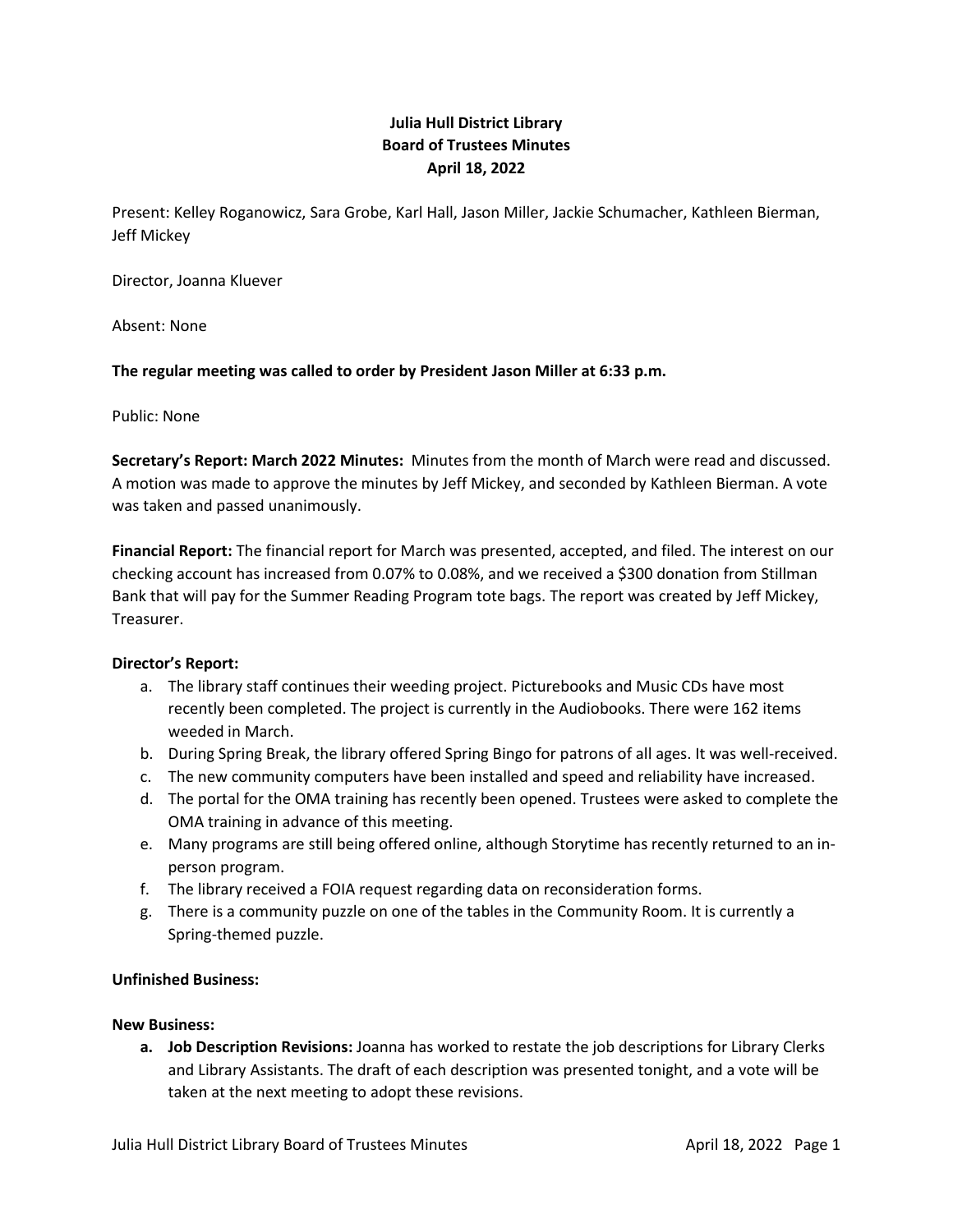# Julia Hull District Library
## Board of Trustees Minutes
### April 18, 2022

Present: Kelley Roganowicz, Sara Grobe, Karl Hall, Jason Miller, Jackie Schumacher, Kathleen Bierman, Jeff Mickey

Director, Joanna Kluever

Absent: None

**The regular meeting was called to order by President Jason Miller at 6:33 p.m.**

Public: None

**Secretary's Report: March 2022 Minutes:** Minutes from the month of March were read and discussed. A motion was made to approve the minutes by Jeff Mickey, and seconded by Kathleen Bierman. A vote was taken and passed unanimously.

**Financial Report:** The financial report for March was presented, accepted, and filed. The interest on our checking account has increased from 0.07% to 0.08%, and we received a $300 donation from Stillman Bank that will pay for the Summer Reading Program tote bags. The report was created by Jeff Mickey, Treasurer.

**Director's Report:**

a. The library staff continues their weeding project. Picturebooks and Music CDs have most recently been completed. The project is currently in the Audiobooks. There were 162 items weeded in March.
b. During Spring Break, the library offered Spring Bingo for patrons of all ages. It was well-received.
c. The new community computers have been installed and speed and reliability have increased.
d. The portal for the OMA training has recently been opened. Trustees were asked to complete the OMA training in advance of this meeting.
e. Many programs are still being offered online, although Storytime has recently returned to an in-person program.
f. The library received a FOIA request regarding data on reconsideration forms.
g. There is a community puzzle on one of the tables in the Community Room. It is currently a Spring-themed puzzle.

**Unfinished Business:**

**New Business:**

a. **Job Description Revisions:** Joanna has worked to restate the job descriptions for Library Clerks and Library Assistants. The draft of each description was presented tonight, and a vote will be taken at the next meeting to adopt these revisions.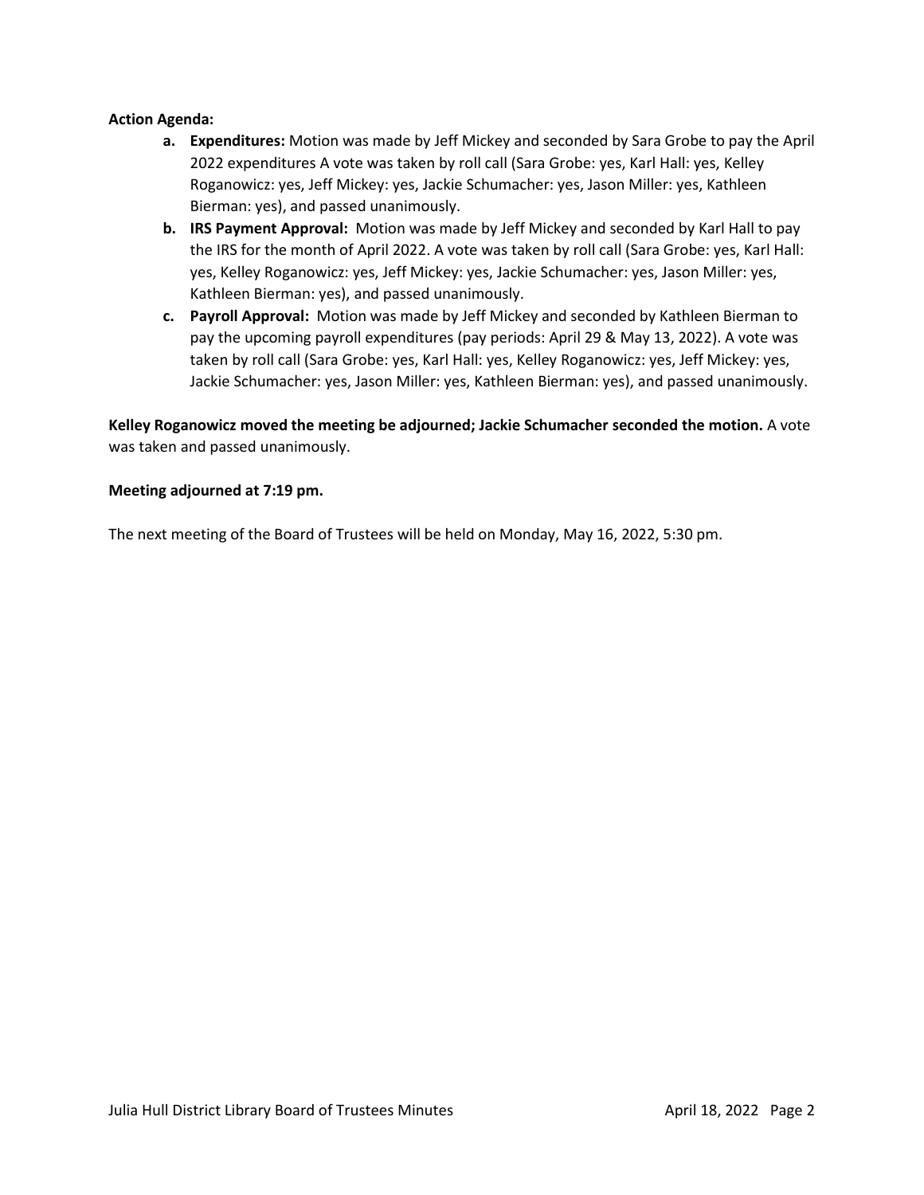**Action Agenda:**

a. **Expenditures:** Motion was made by Jeff Mickey and seconded by Sara Grobe to pay the April 2022 expenditures A vote was taken by roll call (Sara Grobe: yes, Karl Hall: yes, Kelley Roganowicz: yes, Jeff Mickey: yes, Jackie Schumacher: yes, Jason Miller: yes, Kathleen Bierman: yes), and passed unanimously.

b. **IRS Payment Approval:** Motion was made by Jeff Mickey and seconded by Karl Hall to pay the IRS for the month of April 2022. A vote was taken by roll call (Sara Grobe: yes, Karl Hall: yes, Kelley Roganowicz: yes, Jeff Mickey: yes, Jackie Schumacher: yes, Jason Miller: yes, Kathleen Bierman: yes), and passed unanimously.

c. **Payroll Approval:** Motion was made by Jeff Mickey and seconded by Kathleen Bierman to pay the upcoming payroll expenditures (pay periods: April 29 & May 13, 2022). A vote was taken by roll call (Sara Grobe: yes, Karl Hall: yes, Kelley Roganowicz: yes, Jeff Mickey: yes, Jackie Schumacher: yes, Jason Miller: yes, Kathleen Bierman: yes), and passed unanimously.

**Kelley Roganowicz moved the meeting be adjourned; Jackie Schumacher seconded the motion.** A vote was taken and passed unanimously.

**Meeting adjourned at 7:19 pm.**

The next meeting of the Board of Trustees will be held on Monday, May 16, 2022, 5:30 pm.